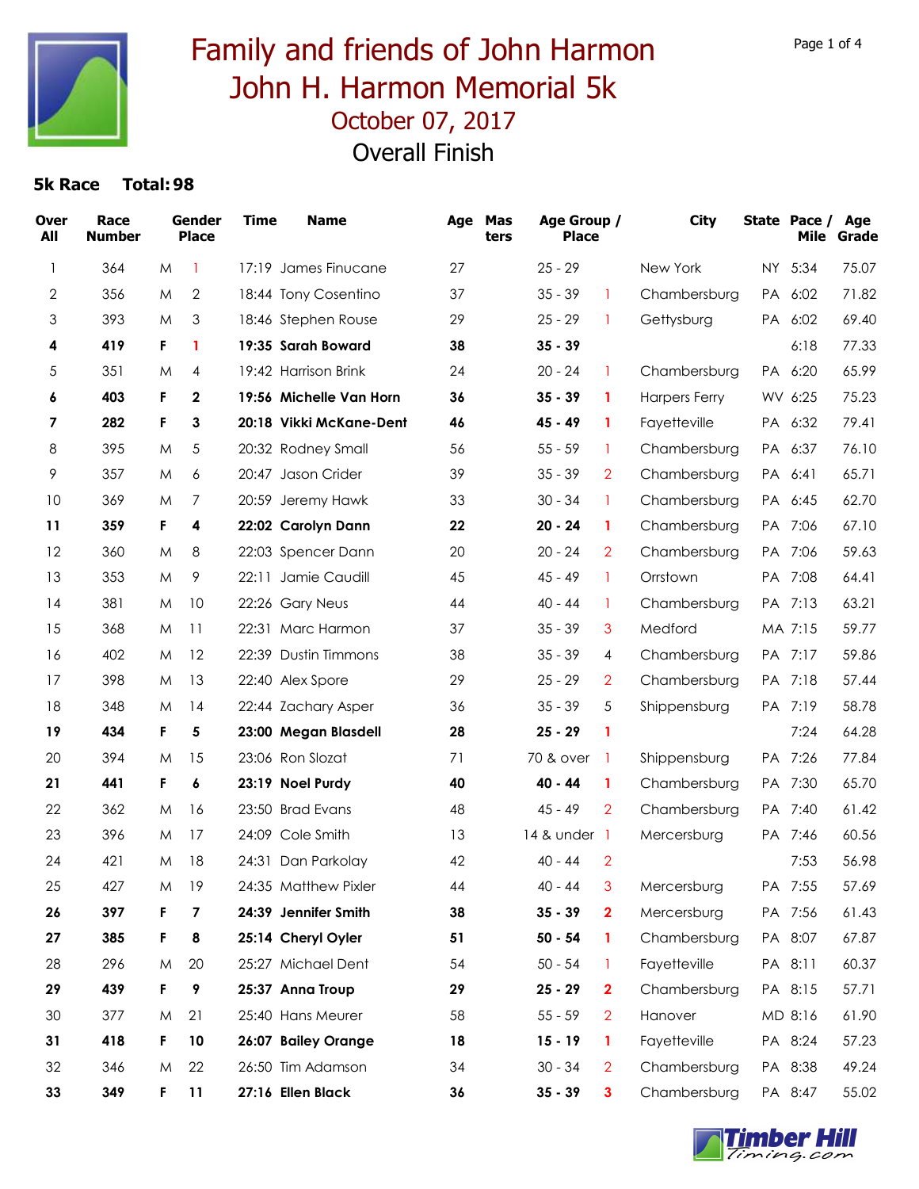# Family and friends of John Harmon
# John H. Harmon Memorial 5k
## October 07, 2017
## Overall Finish

**5k Race Total: 98**

| Over All | Race Number | Gender | Place | Time | Name | Age | Masters | Age Group | Place | City | State | Pace / Mile | Age Grade |
|---|---|---|---|---|---|---|---|---|---|---|---|---|---|
| 1 | 364 | M | 1 | 17:19 | James Finucane | 27 | | 25 - 29 | | New York | NY | 5:34 | 75.07 |
| 2 | 356 | M | 2 | 18:44 | Tony Cosentino | 37 | | 35 - 39 | 1 | Chambersburg | PA | 6:02 | 71.82 |
| 3 | 393 | M | 3 | 18:46 | Stephen Rouse | 29 | | 25 - 29 | 1 | Gettysburg | PA | 6:02 | 69.40 |
| **4** | **419** | **F** | **1** | **19:35** | **Sarah Boward** | **38** | | **35 - 39** | | | | **6:18** | **77.33** |
| 5 | 351 | M | 4 | 19:42 | Harrison Brink | 24 | | 20 - 24 | 1 | Chambersburg | PA | 6:20 | 65.99 |
| **6** | **403** | **F** | **2** | **19:56** | **Michelle Van Horn** | **36** | | **35 - 39** | **1** | **Harpers Ferry** | **WV** | **6:25** | **75.23** |
| **7** | **282** | **F** | **3** | **20:18** | **Vikki McKane-Dent** | **46** | | **45 - 49** | **1** | **Fayetteville** | **PA** | **6:32** | **79.41** |
| 8 | 395 | M | 5 | 20:32 | Rodney Small | 56 | | 55 - 59 | 1 | Chambersburg | PA | 6:37 | 76.10 |
| 9 | 357 | M | 6 | 20:47 | Jason Crider | 39 | | 35 - 39 | 2 | Chambersburg | PA | 6:41 | 65.71 |
| 10 | 369 | M | 7 | 20:59 | Jeremy Hawk | 33 | | 30 - 34 | 1 | Chambersburg | PA | 6:45 | 62.70 |
| **11** | **359** | **F** | **4** | **22:02** | **Carolyn Dann** | **22** | | **20 - 24** | **1** | **Chambersburg** | **PA** | **7:06** | **67.10** |
| 12 | 360 | M | 8 | 22:03 | Spencer Dann | 20 | | 20 - 24 | 2 | Chambersburg | PA | 7:06 | 59.63 |
| 13 | 353 | M | 9 | 22:11 | Jamie Caudill | 45 | | 45 - 49 | 1 | Orrstown | PA | 7:08 | 64.41 |
| 14 | 381 | M | 10 | 22:26 | Gary Neus | 44 | | 40 - 44 | 1 | Chambersburg | PA | 7:13 | 63.21 |
| 15 | 368 | M | 11 | 22:31 | Marc Harmon | 37 | | 35 - 39 | 3 | Medford | MA | 7:15 | 59.77 |
| 16 | 402 | M | 12 | 22:39 | Dustin Timmons | 38 | | 35 - 39 | 4 | Chambersburg | PA | 7:17 | 59.86 |
| 17 | 398 | M | 13 | 22:40 | Alex Spore | 29 | | 25 - 29 | 2 | Chambersburg | PA | 7:18 | 57.44 |
| 18 | 348 | M | 14 | 22:44 | Zachary Asper | 36 | | 35 - 39 | 5 | Shippensburg | PA | 7:19 | 58.78 |
| **19** | **434** | **F** | **5** | **23:00** | **Megan Blasdell** | **28** | | **25 - 29** | **1** | | | **7:24** | **64.28** |
| 20 | 394 | M | 15 | 23:06 | Ron Slozat | 71 | | 70 & over | 1 | Shippensburg | PA | 7:26 | 77.84 |
| **21** | **441** | **F** | **6** | **23:19** | **Noel Purdy** | **40** | | **40 - 44** | **1** | **Chambersburg** | **PA** | **7:30** | **65.70** |
| 22 | 362 | M | 16 | 23:50 | Brad Evans | 48 | | 45 - 49 | 2 | Chambersburg | PA | 7:40 | 61.42 |
| 23 | 396 | M | 17 | 24:09 | Cole Smith | 13 | | 14 & under | 1 | Mercersburg | PA | 7:46 | 60.56 |
| 24 | 421 | M | 18 | 24:31 | Dan Parkolay | 42 | | 40 - 44 | 2 | | | 7:53 | 56.98 |
| 25 | 427 | M | 19 | 24:35 | Matthew Pixler | 44 | | 40 - 44 | 3 | Mercersburg | PA | 7:55 | 57.69 |
| **26** | **397** | **F** | **7** | **24:39** | **Jennifer Smith** | **38** | | **35 - 39** | **2** | **Mercersburg** | **PA** | **7:56** | **61.43** |
| **27** | **385** | **F** | **8** | **25:14** | **Cheryl Oyler** | **51** | | **50 - 54** | **1** | **Chambersburg** | **PA** | **8:07** | **67.87** |
| 28 | 296 | M | 20 | 25:27 | Michael Dent | 54 | | 50 - 54 | 1 | Fayetteville | PA | 8:11 | 60.37 |
| **29** | **439** | **F** | **9** | **25:37** | **Anna Troup** | **29** | | **25 - 29** | **2** | **Chambersburg** | **PA** | **8:15** | **57.71** |
| 30 | 377 | M | 21 | 25:40 | Hans Meurer | 58 | | 55 - 59 | 2 | Hanover | MD | 8:16 | 61.90 |
| **31** | **418** | **F** | **10** | **26:07** | **Bailey Orange** | **18** | | **15 - 19** | **1** | **Fayetteville** | **PA** | **8:24** | **57.23** |
| 32 | 346 | M | 22 | 26:50 | Tim Adamson | 34 | | 30 - 34 | 2 | Chambersburg | PA | 8:38 | 49.24 |
| **33** | **349** | **F** | **11** | **27:16** | **Ellen Black** | **36** | | **35 - 39** | **3** | **Chambersburg** | **PA** | **8:47** | **55.02** |

Timber Hill Timing.com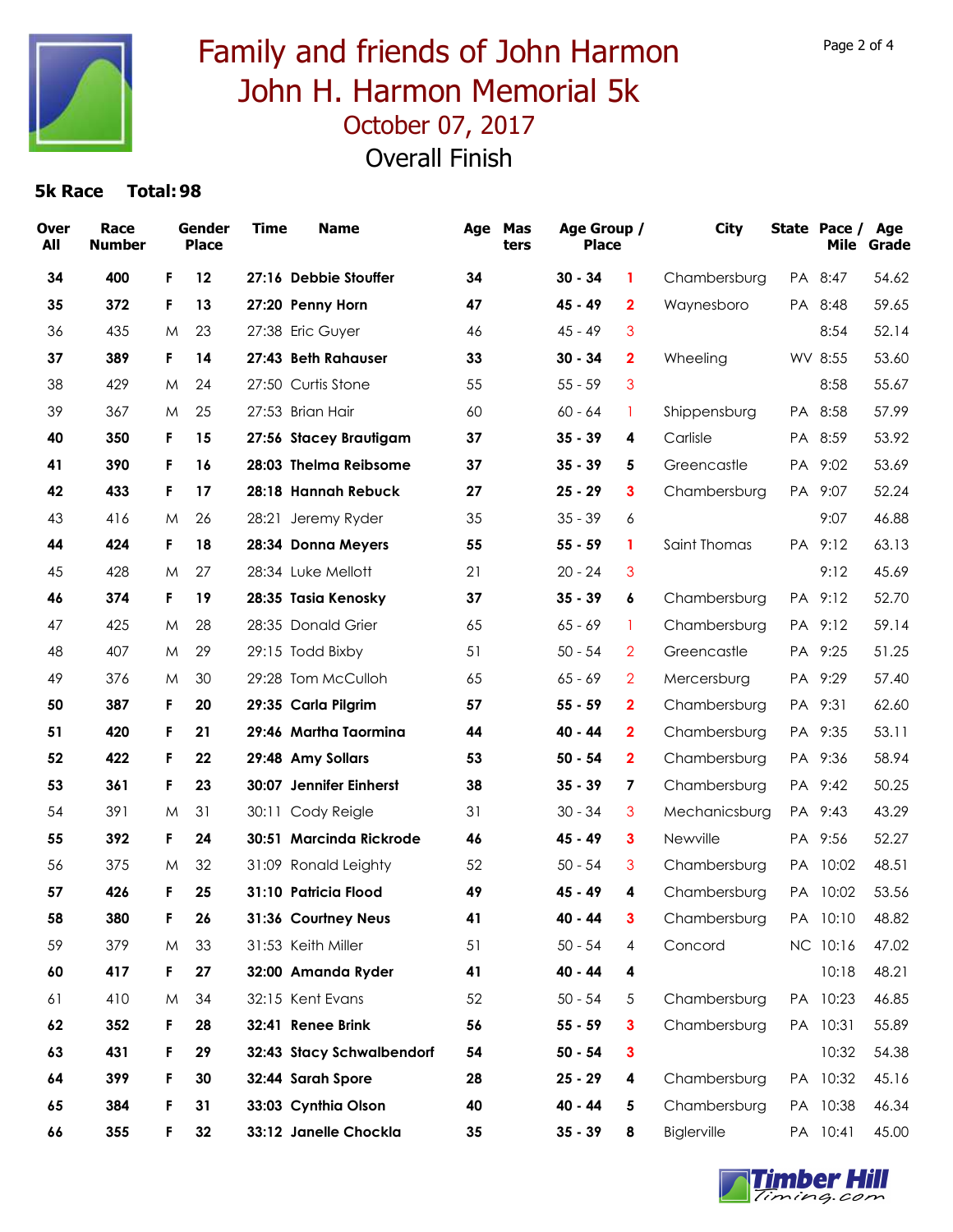# Family and friends of John Harmon
# John H. Harmon Memorial 5k
## October 07, 2017
## Overall Finish

**5k Race Total: 98**

| Over All | Race Number | Gender | Place | Time | Name | Age | Masters | Age Group | Place | City | State | Pace / Mile | Age Grade |
|---|---|---|---|---|---|---|---|---|---|---|---|---|---|
| **34** | **400** | **F** | **12** | **27:16** | **Debbie Stouffer** | **34** | | **30 - 34** | **1** | Chambersburg | PA | 8:47 | 54.62 |
| **35** | **372** | **F** | **13** | **27:20** | **Penny Horn** | **47** | | **45 - 49** | **2** | Waynesboro | PA | 8:48 | 59.65 |
| 36 | 435 | M | 23 | 27:38 | Eric Guyer | 46 | | 45 - 49 | 3 | | | 8:54 | 52.14 |
| **37** | **389** | **F** | **14** | **27:43** | **Beth Rahauser** | **33** | | **30 - 34** | **2** | Wheeling | WV | 8:55 | 53.60 |
| 38 | 429 | M | 24 | 27:50 | Curtis Stone | 55 | | 55 - 59 | 3 | | | 8:58 | 55.67 |
| 39 | 367 | M | 25 | 27:53 | Brian Hair | 60 | | 60 - 64 | 1 | Shippensburg | PA | 8:58 | 57.99 |
| **40** | **350** | **F** | **15** | **27:56** | **Stacey Brautigam** | **37** | | **35 - 39** | **4** | Carlisle | PA | 8:59 | 53.92 |
| **41** | **390** | **F** | **16** | **28:03** | **Thelma Reibsome** | **37** | | **35 - 39** | **5** | Greencastle | PA | 9:02 | 53.69 |
| **42** | **433** | **F** | **17** | **28:18** | **Hannah Rebuck** | **27** | | **25 - 29** | **3** | Chambersburg | PA | 9:07 | 52.24 |
| 43 | 416 | M | 26 | 28:21 | Jeremy Ryder | 35 | | 35 - 39 | 6 | | | 9:07 | 46.88 |
| **44** | **424** | **F** | **18** | **28:34** | **Donna Meyers** | **55** | | **55 - 59** | **1** | Saint Thomas | PA | 9:12 | 63.13 |
| 45 | 428 | M | 27 | 28:34 | Luke Mellott | 21 | | 20 - 24 | 3 | | | 9:12 | 45.69 |
| **46** | **374** | **F** | **19** | **28:35** | **Tasia Kenosky** | **37** | | **35 - 39** | **6** | Chambersburg | PA | 9:12 | 52.70 |
| 47 | 425 | M | 28 | 28:35 | Donald Grier | 65 | | 65 - 69 | 1 | Chambersburg | PA | 9:12 | 59.14 |
| 48 | 407 | M | 29 | 29:15 | Todd Bixby | 51 | | 50 - 54 | 2 | Greencastle | PA | 9:25 | 51.25 |
| 49 | 376 | M | 30 | 29:28 | Tom McCulloh | 65 | | 65 - 69 | 2 | Mercersburg | PA | 9:29 | 57.40 |
| **50** | **387** | **F** | **20** | **29:35** | **Carla Pilgrim** | **57** | | **55 - 59** | **2** | Chambersburg | PA | 9:31 | 62.60 |
| **51** | **420** | **F** | **21** | **29:46** | **Martha Taormina** | **44** | | **40 - 44** | **2** | Chambersburg | PA | 9:35 | 53.11 |
| **52** | **422** | **F** | **22** | **29:48** | **Amy Sollars** | **53** | | **50 - 54** | **2** | Chambersburg | PA | 9:36 | 58.94 |
| **53** | **361** | **F** | **23** | **30:07** | **Jennifer Einherst** | **38** | | **35 - 39** | **7** | Chambersburg | PA | 9:42 | 50.25 |
| 54 | 391 | M | 31 | 30:11 | Cody Reigle | 31 | | 30 - 34 | 3 | Mechanicsburg | PA | 9:43 | 43.29 |
| **55** | **392** | **F** | **24** | **30:51** | **Marcinda Rickrode** | **46** | | **45 - 49** | **3** | Newville | PA | 9:56 | 52.27 |
| 56 | 375 | M | 32 | 31:09 | Ronald Leighty | 52 | | 50 - 54 | 3 | Chambersburg | PA | 10:02 | 48.51 |
| **57** | **426** | **F** | **25** | **31:10** | **Patricia Flood** | **49** | | **45 - 49** | **4** | Chambersburg | PA | 10:02 | 53.56 |
| **58** | **380** | **F** | **26** | **31:36** | **Courtney Neus** | **41** | | **40 - 44** | **3** | Chambersburg | PA | 10:10 | 48.82 |
| 59 | 379 | M | 33 | 31:53 | Keith Miller | 51 | | 50 - 54 | 4 | Concord | NC | 10:16 | 47.02 |
| **60** | **417** | **F** | **27** | **32:00** | **Amanda Ryder** | **41** | | **40 - 44** | **4** | | | 10:18 | 48.21 |
| 61 | 410 | M | 34 | 32:15 | Kent Evans | 52 | | 50 - 54 | 5 | Chambersburg | PA | 10:23 | 46.85 |
| **62** | **352** | **F** | **28** | **32:41** | **Renee Brink** | **56** | | **55 - 59** | **3** | Chambersburg | PA | 10:31 | 55.89 |
| **63** | **431** | **F** | **29** | **32:43** | **Stacy Schwalbendorf** | **54** | | **50 - 54** | **3** | | | 10:32 | 54.38 |
| **64** | **399** | **F** | **30** | **32:44** | **Sarah Spore** | **28** | | **25 - 29** | **4** | Chambersburg | PA | 10:32 | 45.16 |
| **65** | **384** | **F** | **31** | **33:03** | **Cynthia Olson** | **40** | | **40 - 44** | **5** | Chambersburg | PA | 10:38 | 46.34 |
| **66** | **355** | **F** | **32** | **33:12** | **Janelle Chockla** | **35** | | **35 - 39** | **8** | Biglerville | PA | 10:41 | 45.00 |

Timber Hill Timing.com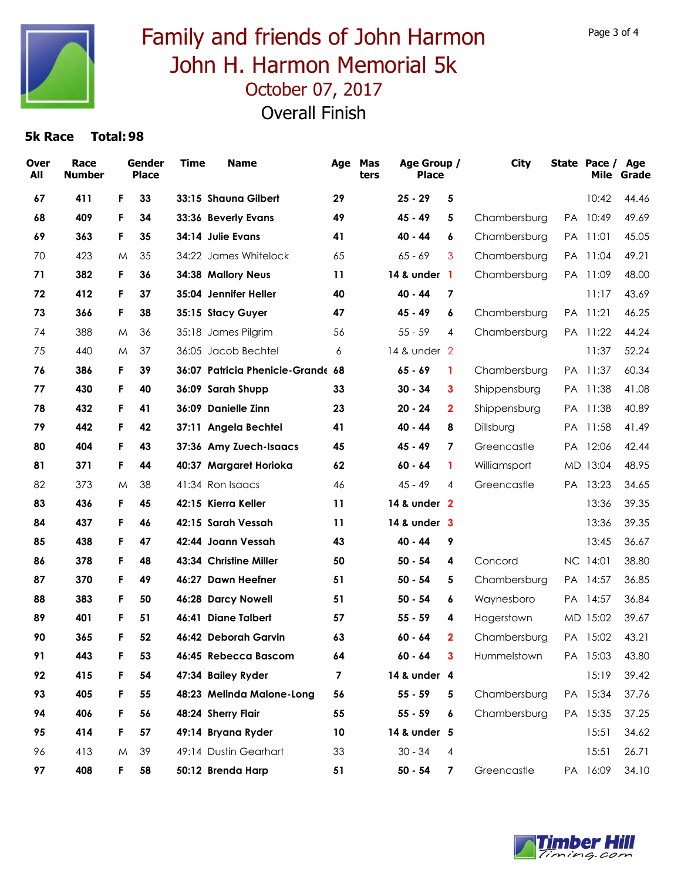# Family and friends of John Harmon
# John H. Harmon Memorial 5k
## October 07, 2017
## Overall Finish

**5k Race Total: 98**

| Over All | Race Number | Gender | Place | Time | Name | Age | Masters | Age Group / | Place | City | State | Pace / Mile | Age Grade |
|---|---|---|---|---|---|---|---|---|---|---|---|---|---|
| **67** | **411** | **F** | **33** | **33:15** | **Shauna Gilbert** | **29** | | **25 - 29** | **5** | | | 10:42 | 44.46 |
| **68** | **409** | **F** | **34** | **33:36** | **Beverly Evans** | **49** | | **45 - 49** | **5** | Chambersburg | PA | 10:49 | 49.69 |
| **69** | **363** | **F** | **35** | **34:14** | **Julie Evans** | **41** | | **40 - 44** | **6** | Chambersburg | PA | 11:01 | 45.05 |
| 70 | 423 | M | 35 | 34:22 | James Whitelock | 65 | | 65 - 69 | 3 | Chambersburg | PA | 11:04 | 49.21 |
| **71** | **382** | **F** | **36** | **34:38** | **Mallory Neus** | **11** | | **14 & under** | **1** | Chambersburg | PA | 11:09 | 48.00 |
| **72** | **412** | **F** | **37** | **35:04** | **Jennifer Heller** | **40** | | **40 - 44** | **7** | | | 11:17 | 43.69 |
| **73** | **366** | **F** | **38** | **35:15** | **Stacy Guyer** | **47** | | **45 - 49** | **6** | Chambersburg | PA | 11:21 | 46.25 |
| 74 | 388 | M | 36 | 35:18 | James Pilgrim | 56 | | 55 - 59 | 4 | Chambersburg | PA | 11:22 | 44.24 |
| 75 | 440 | M | 37 | 36:05 | Jacob Bechtel | 6 | | 14 & under | 2 | | | 11:37 | 52.24 |
| **76** | **386** | **F** | **39** | **36:07** | **Patricia Phenicie-Grande** | **68** | | **65 - 69** | **1** | Chambersburg | PA | 11:37 | 60.34 |
| **77** | **430** | **F** | **40** | **36:09** | **Sarah Shupp** | **33** | | **30 - 34** | **3** | Shippensburg | PA | 11:38 | 41.08 |
| **78** | **432** | **F** | **41** | **36:09** | **Danielle Zinn** | **23** | | **20 - 24** | **2** | Shippensburg | PA | 11:38 | 40.89 |
| **79** | **442** | **F** | **42** | **37:11** | **Angela Bechtel** | **41** | | **40 - 44** | **8** | Dillsburg | PA | 11:58 | 41.49 |
| **80** | **404** | **F** | **43** | **37:36** | **Amy Zuech-Isaacs** | **45** | | **45 - 49** | **7** | Greencastle | PA | 12:06 | 42.44 |
| **81** | **371** | **F** | **44** | **40:37** | **Margaret Horioka** | **62** | | **60 - 64** | **1** | Williamsport | MD | 13:04 | 48.95 |
| 82 | 373 | M | 38 | 41:34 | Ron Isaacs | 46 | | 45 - 49 | 4 | Greencastle | PA | 13:23 | 34.65 |
| **83** | **436** | **F** | **45** | **42:15** | **Kierra Keller** | **11** | | **14 & under** | **2** | | | 13:36 | 39.35 |
| **84** | **437** | **F** | **46** | **42:15** | **Sarah Vessah** | **11** | | **14 & under** | **3** | | | 13:36 | 39.35 |
| **85** | **438** | **F** | **47** | **42:44** | **Joann Vessah** | **43** | | **40 - 44** | **9** | | | 13:45 | 36.67 |
| **86** | **378** | **F** | **48** | **43:34** | **Christine Miller** | **50** | | **50 - 54** | **4** | Concord | NC | 14:01 | 38.80 |
| **87** | **370** | **F** | **49** | **46:27** | **Dawn Heefner** | **51** | | **50 - 54** | **5** | Chambersburg | PA | 14:57 | 36.85 |
| **88** | **383** | **F** | **50** | **46:28** | **Darcy Nowell** | **51** | | **50 - 54** | **6** | Waynesboro | PA | 14:57 | 36.84 |
| **89** | **401** | **F** | **51** | **46:41** | **Diane Talbert** | **57** | | **55 - 59** | **4** | Hagerstown | MD | 15:02 | 39.67 |
| **90** | **365** | **F** | **52** | **46:42** | **Deborah Garvin** | **63** | | **60 - 64** | **2** | Chambersburg | PA | 15:02 | 43.21 |
| **91** | **443** | **F** | **53** | **46:45** | **Rebecca Bascom** | **64** | | **60 - 64** | **3** | Hummelstown | PA | 15:03 | 43.80 |
| **92** | **415** | **F** | **54** | **47:34** | **Bailey Ryder** | **7** | | **14 & under** | **4** | | | 15:19 | 39.42 |
| **93** | **405** | **F** | **55** | **48:23** | **Melinda Malone-Long** | **56** | | **55 - 59** | **5** | Chambersburg | PA | 15:34 | 37.76 |
| **94** | **406** | **F** | **56** | **48:24** | **Sherry Flair** | **55** | | **55 - 59** | **6** | Chambersburg | PA | 15:35 | 37.25 |
| **95** | **414** | **F** | **57** | **49:14** | **Bryana Ryder** | **10** | | **14 & under** | **5** | | | 15:51 | 34.62 |
| 96 | 413 | M | 39 | 49:14 | Dustin Gearhart | 33 | | 30 - 34 | 4 | | | 15:51 | 26.71 |
| **97** | **408** | **F** | **58** | **50:12** | **Brenda Harp** | **51** | | **50 - 54** | **7** | Greencastle | PA | 16:09 | 34.10 |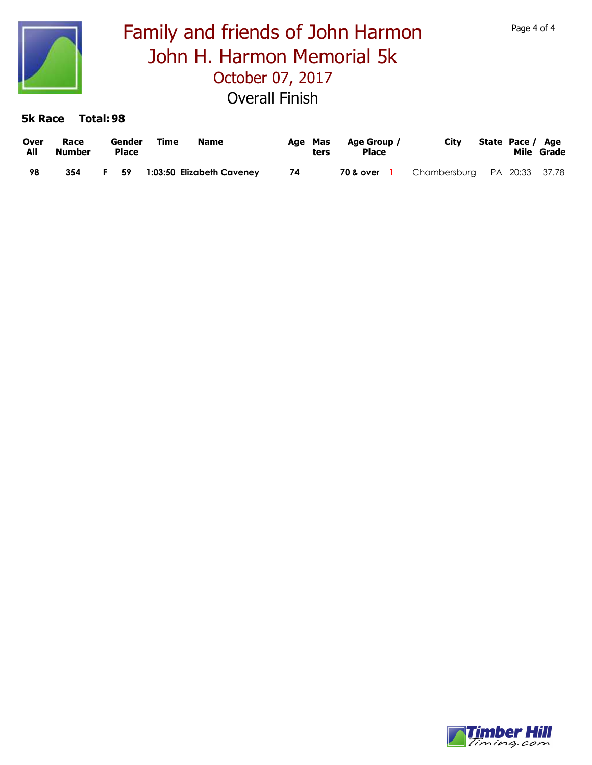# Family and friends of John Harmon

## John H. Harmon Memorial 5k

### October 07, 2017

### Overall Finish

**5k Race Total: 98**

| Over All | Race Number | | Gender Place | Time | Name | Age | Mas ters | Age Group / | Place | City | State | Pace / Mile | Age Grade |
|---|---|---|---|---|---|---|---|---|---|---|---|---|---|
| 98 | 354 | F | 59 | 1:03:50 | Elizabeth Caveney | 74 | | 70 & over | 1 | Chambersburg | PA | 20:33 | 37.78 |